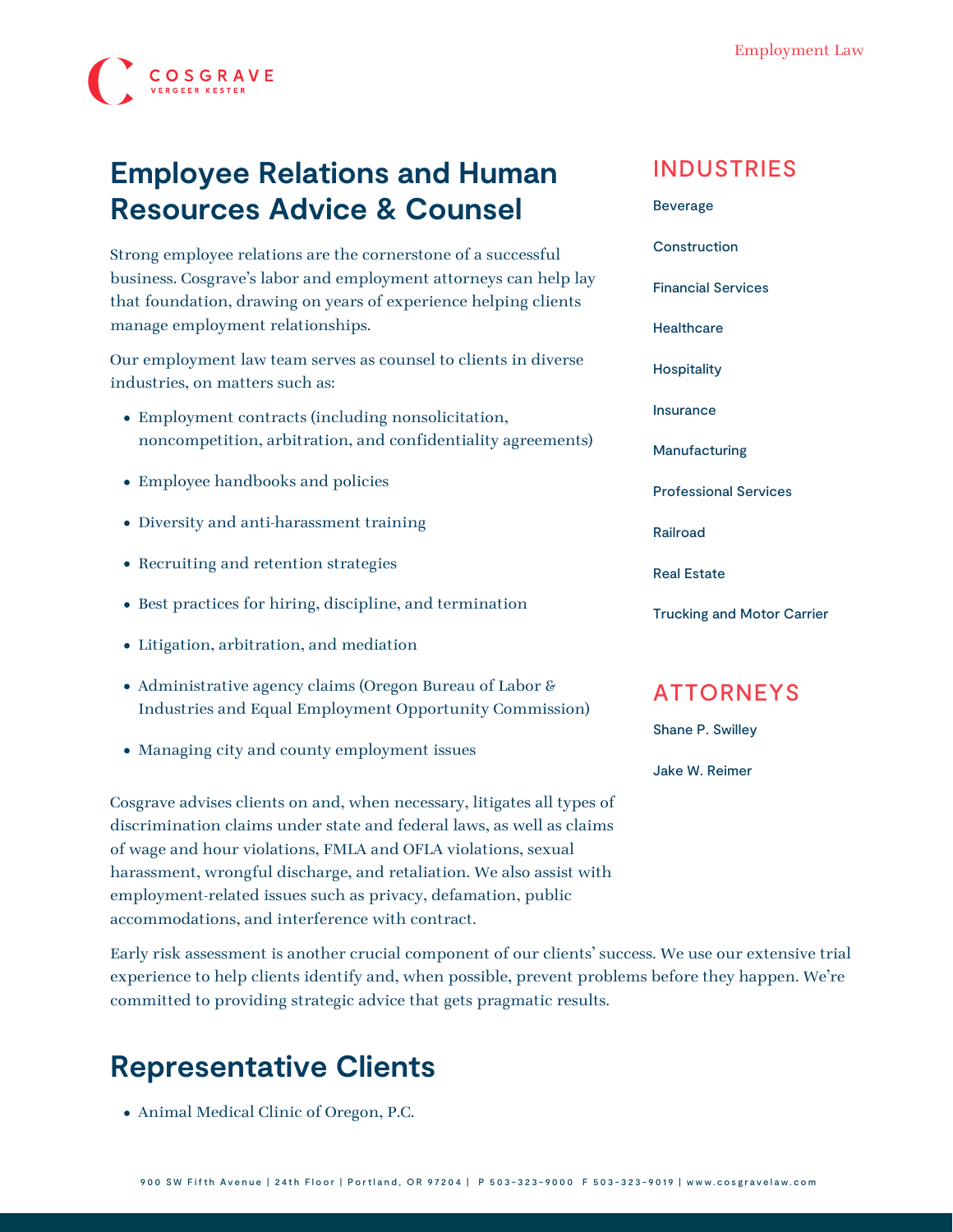COSGRAVE
VERGEER KESTER

Employment Law

# Employee Relations and Human Resources Advice & Counsel

Strong employee relations are the cornerstone of a successful business. Cosgrave's labor and employment attorneys can help lay that foundation, drawing on years of experience helping clients manage employment relationships.

Our employment law team serves as counsel to clients in diverse industries, on matters such as:

- Employment contracts (including nonsolicitation, noncompetition, arbitration, and confidentiality agreements)
- Employee handbooks and policies
- Diversity and anti-harassment training
- Recruiting and retention strategies
- Best practices for hiring, discipline, and termination
- Litigation, arbitration, and mediation
- Administrative agency claims (Oregon Bureau of Labor & Industries and Equal Employment Opportunity Commission)
- Managing city and county employment issues

Cosgrave advises clients on and, when necessary, litigates all types of discrimination claims under state and federal laws, as well as claims of wage and hour violations, FMLA and OFLA violations, sexual harassment, wrongful discharge, and retaliation. We also assist with employment-related issues such as privacy, defamation, public accommodations, and interference with contract.

Early risk assessment is another crucial component of our clients' success. We use our extensive trial experience to help clients identify and, when possible, prevent problems before they happen. We're committed to providing strategic advice that gets pragmatic results.

## INDUSTRIES

- Beverage
- Construction
- Financial Services
- Healthcare
- Hospitality
- Insurance
- Manufacturing
- Professional Services
- Railroad
- Real Estate
- Trucking and Motor Carrier

## ATTORNEYS

- Shane P. Swilley
- Jake W. Reimer

# Representative Clients

- Animal Medical Clinic of Oregon, P.C.

900 SW Fifth Avenue | 24th Floor | Portland, OR 97204 | P 503-323-9000 F 503-323-9019 | www.cosgravelaw.com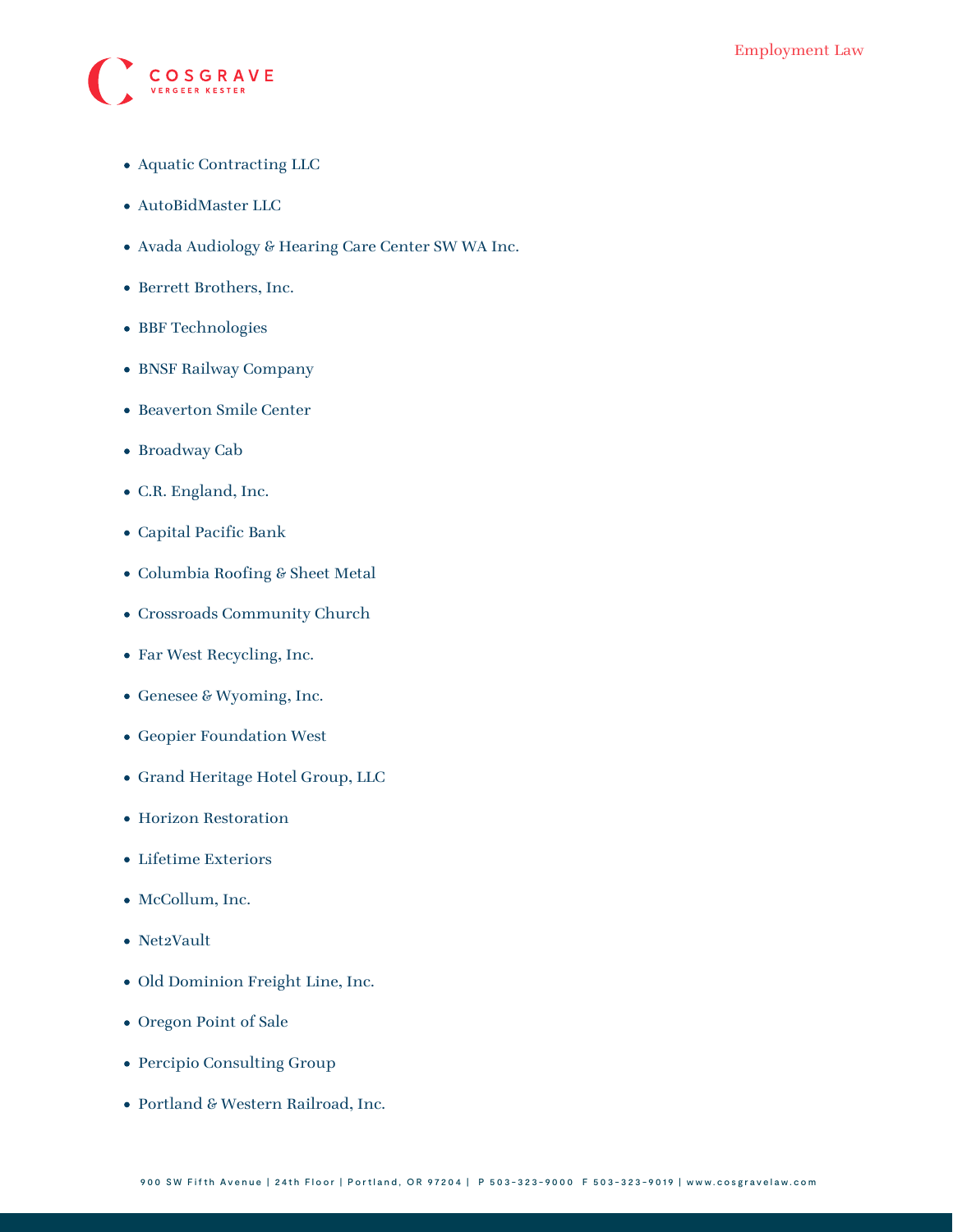- Aquatic Contracting LLC
- AutoBidMaster LLC
- Avada Audiology & Hearing Care Center SW WA Inc.
- Berrett Brothers, Inc.
- BBF Technologies
- BNSF Railway Company
- Beaverton Smile Center
- Broadway Cab
- C.R. England, Inc.
- Capital Pacific Bank
- Columbia Roofing & Sheet Metal
- Crossroads Community Church
- Far West Recycling, Inc.
- Genesee & Wyoming, Inc.
- Geopier Foundation West
- Grand Heritage Hotel Group, LLC
- Horizon Restoration
- Lifetime Exteriors
- McCollum, Inc.
- Net2Vault
- Old Dominion Freight Line, Inc.
- Oregon Point of Sale
- Percipio Consulting Group
- Portland & Western Railroad, Inc.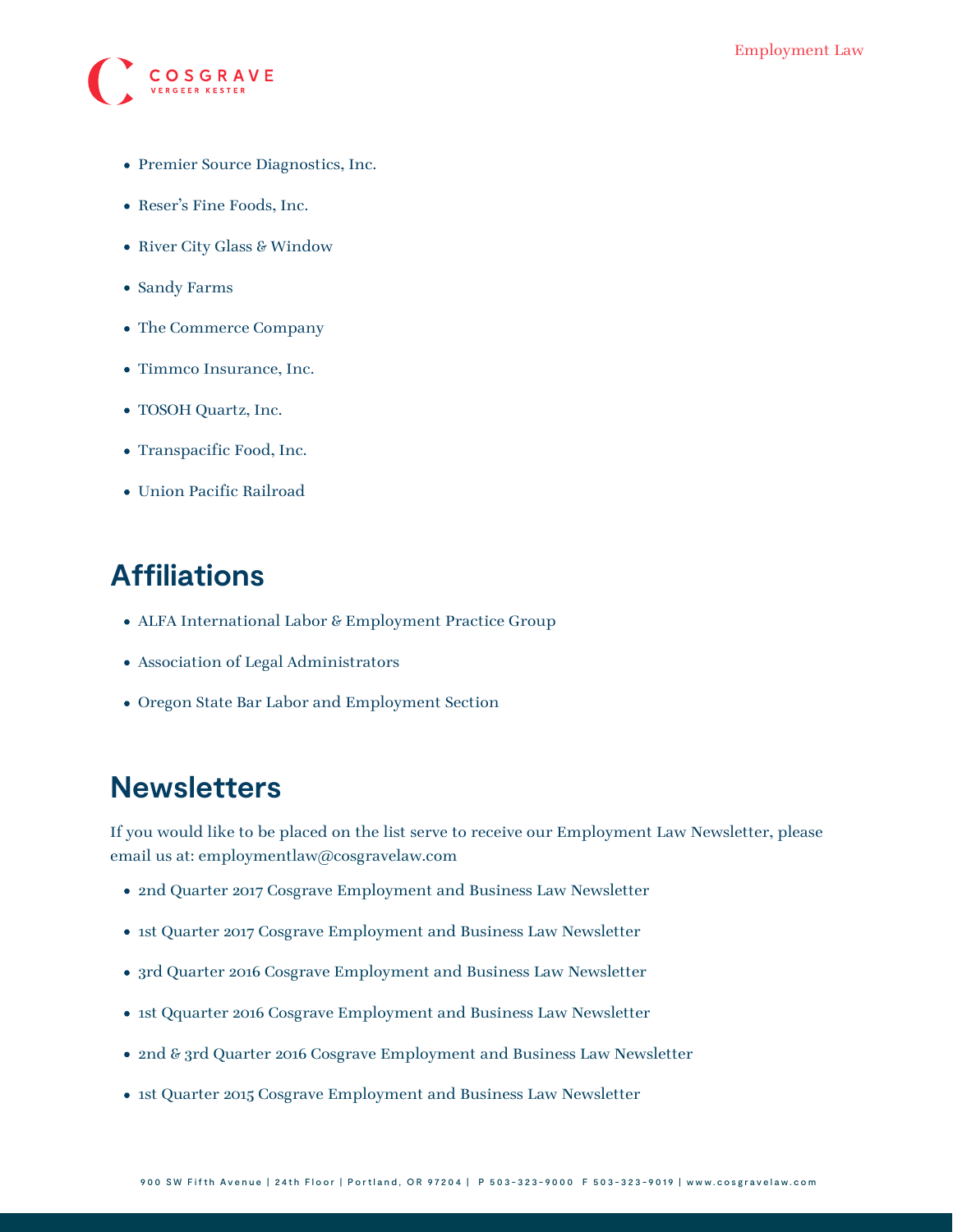- Premier Source Diagnostics, Inc.
- Reser's Fine Foods, Inc.
- River City Glass & Window
- Sandy Farms
- The Commerce Company
- Timmco Insurance, Inc.
- TOSOH Quartz, Inc.
- Transpacific Food, Inc.
- Union Pacific Railroad

## Affiliations

- ALFA International Labor & Employment Practice Group
- Association of Legal Administrators
- Oregon State Bar Labor and Employment Section

## Newsletters

If you would like to be placed on the list serve to receive our Employment Law Newsletter, please email us at: employmentlaw@cosgravelaw.com

- 2nd Quarter 2017 Cosgrave Employment and Business Law Newsletter
- 1st Quarter 2017 Cosgrave Employment and Business Law Newsletter
- 3rd Quarter 2016 Cosgrave Employment and Business Law Newsletter
- 1st Qquarter 2016 Cosgrave Employment and Business Law Newsletter
- 2nd & 3rd Quarter 2016 Cosgrave Employment and Business Law Newsletter
- 1st Quarter 2015 Cosgrave Employment and Business Law Newsletter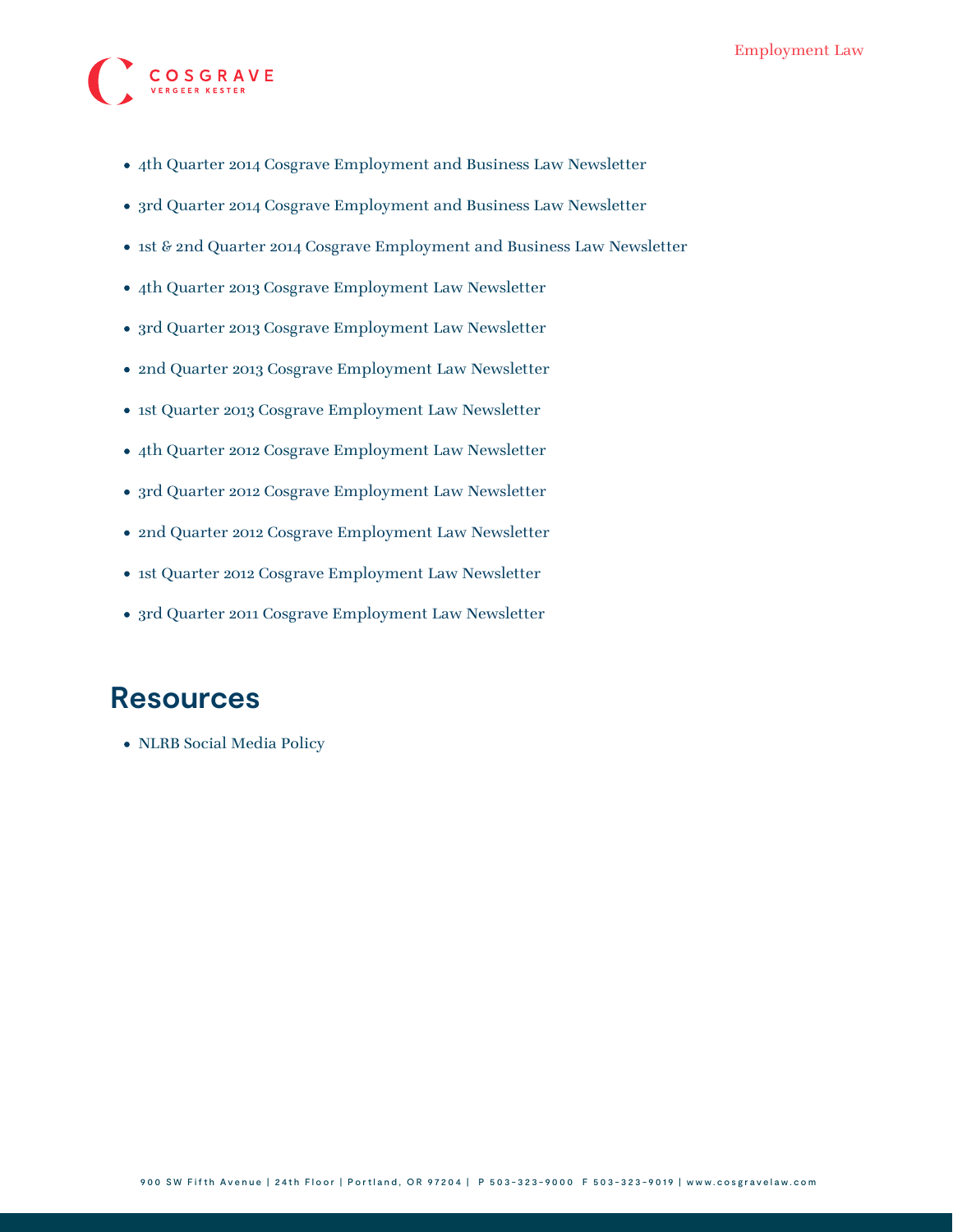- 4th Quarter 2014 Cosgrave Employment and Business Law Newsletter
- 3rd Quarter 2014 Cosgrave Employment and Business Law Newsletter
- 1st & 2nd Quarter 2014 Cosgrave Employment and Business Law Newsletter
- 4th Quarter 2013 Cosgrave Employment Law Newsletter
- 3rd Quarter 2013 Cosgrave Employment Law Newsletter
- 2nd Quarter 2013 Cosgrave Employment Law Newsletter
- 1st Quarter 2013 Cosgrave Employment Law Newsletter
- 4th Quarter 2012 Cosgrave Employment Law Newsletter
- 3rd Quarter 2012 Cosgrave Employment Law Newsletter
- 2nd Quarter 2012 Cosgrave Employment Law Newsletter
- 1st Quarter 2012 Cosgrave Employment Law Newsletter
- 3rd Quarter 2011 Cosgrave Employment Law Newsletter

## Resources

- NLRB Social Media Policy